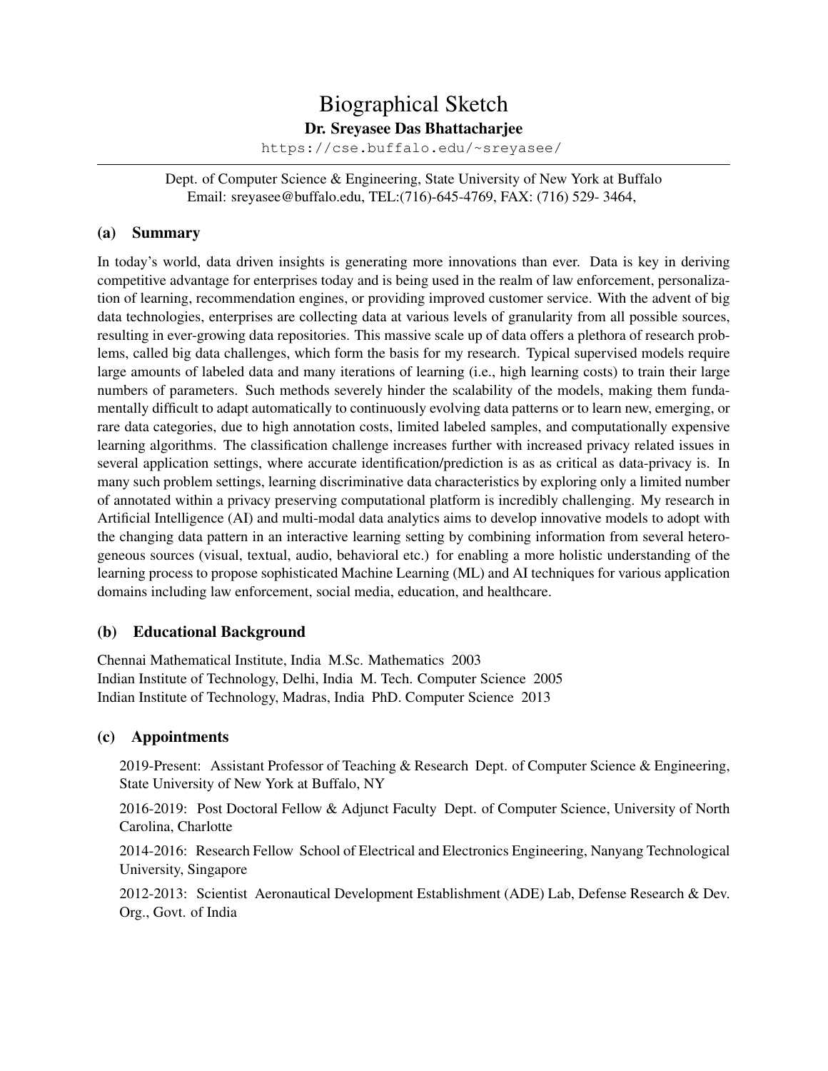# Biographical Sketch

**Dr. Sreyasee Das Bhattacharjee**

https://cse.buffalo.edu/~sreyasee/

Dept. of Computer Science & Engineering, State University of New York at Buffalo
Email: sreyasee@buffalo.edu, TEL:(716)-645-4769, FAX: (716) 529- 3464,

## (a) Summary

In today's world, data driven insights is generating more innovations than ever. Data is key in deriving competitive advantage for enterprises today and is being used in the realm of law enforcement, personalization of learning, recommendation engines, or providing improved customer service. With the advent of big data technologies, enterprises are collecting data at various levels of granularity from all possible sources, resulting in ever-growing data repositories. This massive scale up of data offers a plethora of research problems, called big data challenges, which form the basis for my research. Typical supervised models require large amounts of labeled data and many iterations of learning (i.e., high learning costs) to train their large numbers of parameters. Such methods severely hinder the scalability of the models, making them fundamentally difficult to adapt automatically to continuously evolving data patterns or to learn new, emerging, or rare data categories, due to high annotation costs, limited labeled samples, and computationally expensive learning algorithms. The classification challenge increases further with increased privacy related issues in several application settings, where accurate identification/prediction is as as critical as data-privacy is. In many such problem settings, learning discriminative data characteristics by exploring only a limited number of annotated within a privacy preserving computational platform is incredibly challenging. My research in Artificial Intelligence (AI) and multi-modal data analytics aims to develop innovative models to adopt with the changing data pattern in an interactive learning setting by combining information from several heterogeneous sources (visual, textual, audio, behavioral etc.) for enabling a more holistic understanding of the learning process to propose sophisticated Machine Learning (ML) and AI techniques for various application domains including law enforcement, social media, education, and healthcare.

## (b) Educational Background

Chennai Mathematical Institute, India M.Sc. Mathematics 2003
Indian Institute of Technology, Delhi, India M. Tech. Computer Science 2005
Indian Institute of Technology, Madras, India PhD. Computer Science 2013

## (c) Appointments

2019-Present: Assistant Professor of Teaching & Research Dept. of Computer Science & Engineering, State University of New York at Buffalo, NY

2016-2019: Post Doctoral Fellow & Adjunct Faculty Dept. of Computer Science, University of North Carolina, Charlotte

2014-2016: Research Fellow School of Electrical and Electronics Engineering, Nanyang Technological University, Singapore

2012-2013: Scientist Aeronautical Development Establishment (ADE) Lab, Defense Research & Dev. Org., Govt. of India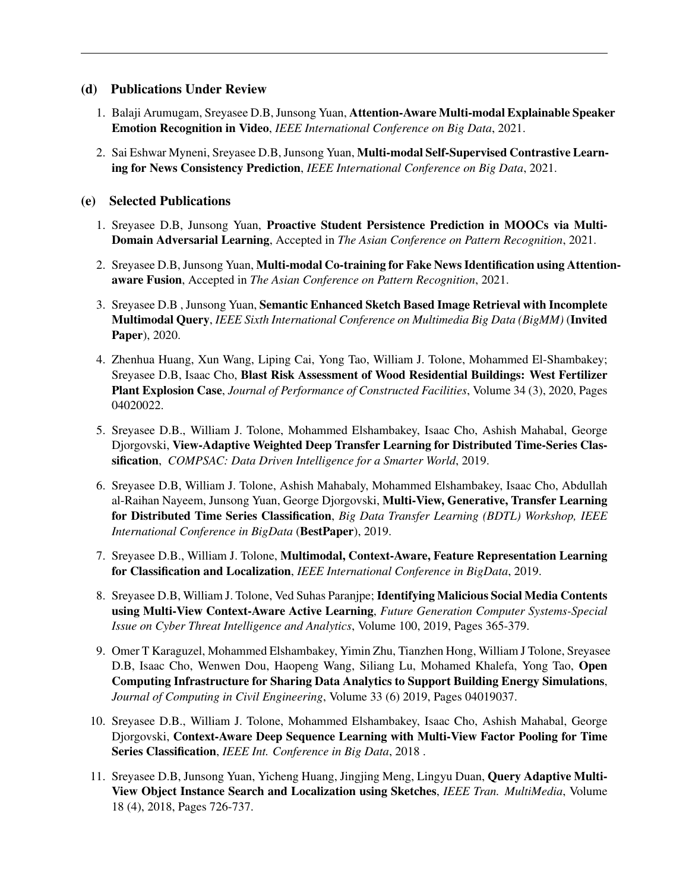### (d) Publications Under Review

1. Balaji Arumugam, Sreyasee D.B, Junsong Yuan, **Attention-Aware Multi-modal Explainable Speaker Emotion Recognition in Video**, *IEEE International Conference on Big Data*, 2021.

2. Sai Eshwar Myneni, Sreyasee D.B, Junsong Yuan, **Multi-modal Self-Supervised Contrastive Learning for News Consistency Prediction**, *IEEE International Conference on Big Data*, 2021.

### (e) Selected Publications

1. Sreyasee D.B, Junsong Yuan, **Proactive Student Persistence Prediction in MOOCs via Multi-Domain Adversarial Learning**, Accepted in *The Asian Conference on Pattern Recognition*, 2021.

2. Sreyasee D.B, Junsong Yuan, **Multi-modal Co-training for Fake News Identification using Attention-aware Fusion**, Accepted in *The Asian Conference on Pattern Recognition*, 2021.

3. Sreyasee D.B , Junsong Yuan, **Semantic Enhanced Sketch Based Image Retrieval with Incomplete Multimodal Query**, *IEEE Sixth International Conference on Multimedia Big Data (BigMM)* (**Invited Paper**), 2020.

4. Zhenhua Huang, Xun Wang, Liping Cai, Yong Tao, William J. Tolone, Mohammed El-Shambakey; Sreyasee D.B, Isaac Cho, **Blast Risk Assessment of Wood Residential Buildings: West Fertilizer Plant Explosion Case**, *Journal of Performance of Constructed Facilities*, Volume 34 (3), 2020, Pages 04020022.

5. Sreyasee D.B., William J. Tolone, Mohammed Elshambakey, Isaac Cho, Ashish Mahabal, George Djorgovski, **View-Adaptive Weighted Deep Transfer Learning for Distributed Time-Series Classification**, *COMPSAC: Data Driven Intelligence for a Smarter World*, 2019.

6. Sreyasee D.B, William J. Tolone, Ashish Mahabaly, Mohammed Elshambakey, Isaac Cho, Abdullah al-Raihan Nayeem, Junsong Yuan, George Djorgovski, **Multi-View, Generative, Transfer Learning for Distributed Time Series Classification**, *Big Data Transfer Learning (BDTL) Workshop, IEEE International Conference in BigData* (**BestPaper**), 2019.

7. Sreyasee D.B., William J. Tolone, **Multimodal, Context-Aware, Feature Representation Learning for Classification and Localization**, *IEEE International Conference in BigData*, 2019.

8. Sreyasee D.B, William J. Tolone, Ved Suhas Paranjpe; **Identifying Malicious Social Media Contents using Multi-View Context-Aware Active Learning**, *Future Generation Computer Systems-Special Issue on Cyber Threat Intelligence and Analytics*, Volume 100, 2019, Pages 365-379.

9. Omer T Karaguzel, Mohammed Elshambakey, Yimin Zhu, Tianzhen Hong, William J Tolone, Sreyasee D.B, Isaac Cho, Wenwen Dou, Haopeng Wang, Siliang Lu, Mohamed Khalefa, Yong Tao, **Open Computing Infrastructure for Sharing Data Analytics to Support Building Energy Simulations**, *Journal of Computing in Civil Engineering*, Volume 33 (6) 2019, Pages 04019037.

10. Sreyasee D.B., William J. Tolone, Mohammed Elshambakey, Isaac Cho, Ashish Mahabal, George Djorgovski, **Context-Aware Deep Sequence Learning with Multi-View Factor Pooling for Time Series Classification**, *IEEE Int. Conference in Big Data*, 2018 .

11. Sreyasee D.B, Junsong Yuan, Yicheng Huang, Jingjing Meng, Lingyu Duan, **Query Adaptive Multi-View Object Instance Search and Localization using Sketches**, *IEEE Tran. MultiMedia*, Volume 18 (4), 2018, Pages 726-737.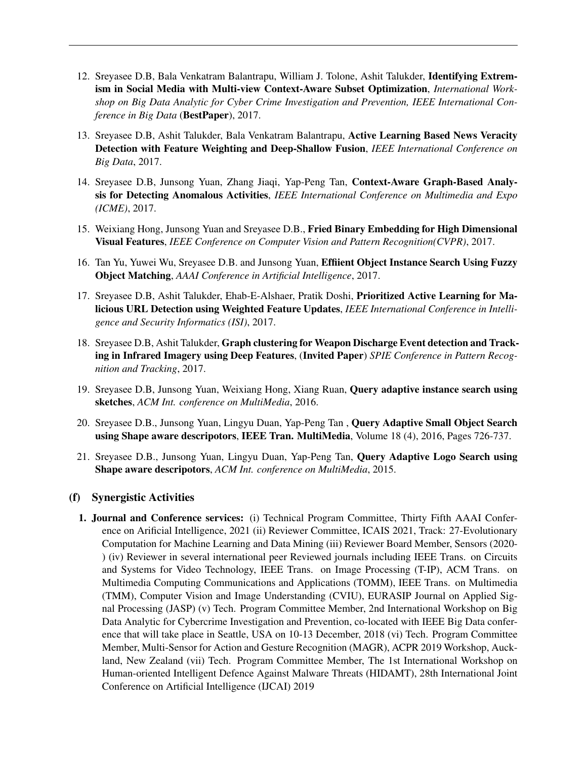12. Sreyasee D.B, Bala Venkatram Balantrapu, William J. Tolone, Ashit Talukder, **Identifying Extremism in Social Media with Multi-view Context-Aware Subset Optimization**, *International Workshop on Big Data Analytic for Cyber Crime Investigation and Prevention, IEEE International Conference in Big Data* (**BestPaper**), 2017.

13. Sreyasee D.B, Ashit Talukder, Bala Venkatram Balantrapu, **Active Learning Based News Veracity Detection with Feature Weighting and Deep-Shallow Fusion**, *IEEE International Conference on Big Data*, 2017.

14. Sreyasee D.B, Junsong Yuan, Zhang Jiaqi, Yap-Peng Tan, **Context-Aware Graph-Based Analysis for Detecting Anomalous Activities**, *IEEE International Conference on Multimedia and Expo (ICME)*, 2017.

15. Weixiang Hong, Junsong Yuan and Sreyasee D.B., **Fried Binary Embedding for High Dimensional Visual Features**, *IEEE Conference on Computer Vision and Pattern Recognition(CVPR)*, 2017.

16. Tan Yu, Yuwei Wu, Sreyasee D.B. and Junsong Yuan, **Effiient Object Instance Search Using Fuzzy Object Matching**, *AAAI Conference in Artificial Intelligence*, 2017.

17. Sreyasee D.B, Ashit Talukder, Ehab-E-Alshaer, Pratik Doshi, **Prioritized Active Learning for Malicious URL Detection using Weighted Feature Updates**, *IEEE International Conference in Intelligence and Security Informatics (ISI)*, 2017.

18. Sreyasee D.B, Ashit Talukder, **Graph clustering for Weapon Discharge Event detection and Tracking in Infrared Imagery using Deep Features**, (**Invited Paper**) *SPIE Conference in Pattern Recognition and Tracking*, 2017.

19. Sreyasee D.B, Junsong Yuan, Weixiang Hong, Xiang Ruan, **Query adaptive instance search using sketches**, *ACM Int. conference on MultiMedia*, 2016.

20. Sreyasee D.B., Junsong Yuan, Lingyu Duan, Yap-Peng Tan , **Query Adaptive Small Object Search using Shape aware descripotors**, **IEEE Tran. MultiMedia**, Volume 18 (4), 2016, Pages 726-737.

21. Sreyasee D.B., Junsong Yuan, Lingyu Duan, Yap-Peng Tan, **Query Adaptive Logo Search using Shape aware descripotors**, *ACM Int. conference on MultiMedia*, 2015.

## (f) Synergistic Activities

1. **Journal and Conference services:** (i) Technical Program Committee, Thirty Fifth AAAI Conference on Arificial Intelligence, 2021 (ii) Reviewer Committee, ICAIS 2021, Track: 27-Evolutionary Computation for Machine Learning and Data Mining (iii) Reviewer Board Member, Sensors (2020-) (iv) Reviewer in several international peer Reviewed journals including IEEE Trans. on Circuits and Systems for Video Technology, IEEE Trans. on Image Processing (T-IP), ACM Trans. on Multimedia Computing Communications and Applications (TOMM), IEEE Trans. on Multimedia (TMM), Computer Vision and Image Understanding (CVIU), EURASIP Journal on Applied Signal Processing (JASP) (v) Tech. Program Committee Member, 2nd International Workshop on Big Data Analytic for Cybercrime Investigation and Prevention, co-located with IEEE Big Data conference that will take place in Seattle, USA on 10-13 December, 2018 (vi) Tech. Program Committee Member, Multi-Sensor for Action and Gesture Recognition (MAGR), ACPR 2019 Workshop, Auckland, New Zealand (vii) Tech. Program Committee Member, The 1st International Workshop on Human-oriented Intelligent Defence Against Malware Threats (HIDAMT), 28th International Joint Conference on Artificial Intelligence (IJCAI) 2019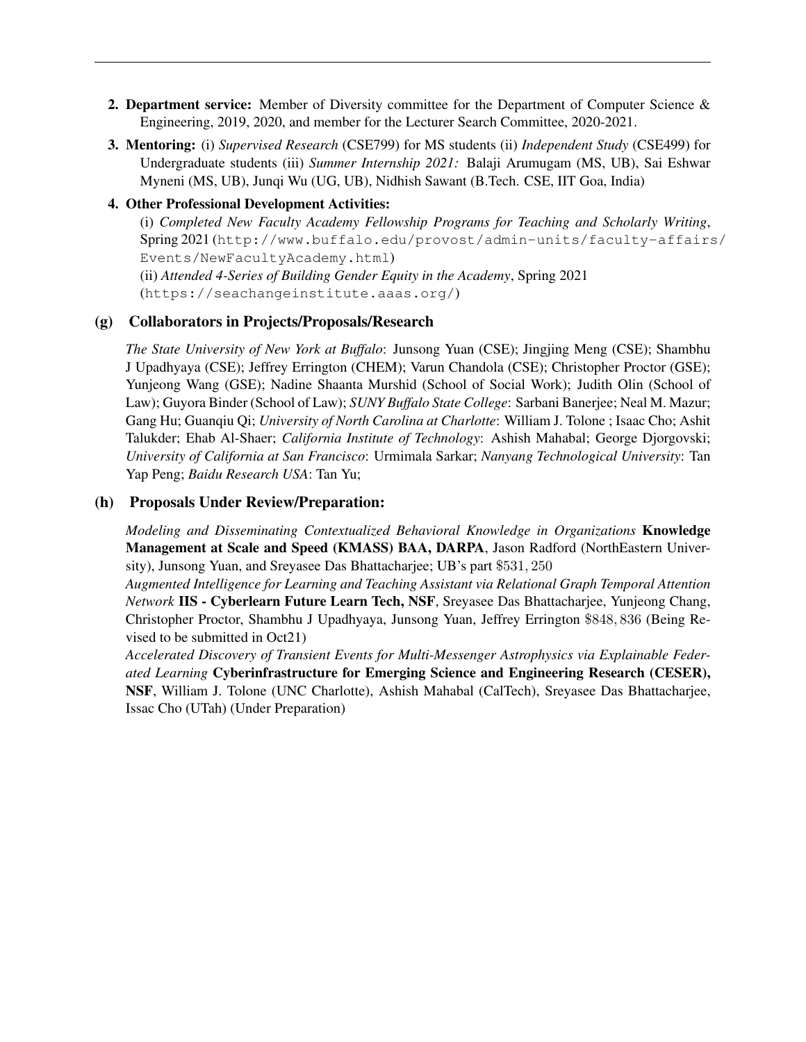2. **Department service:** Member of Diversity committee for the Department of Computer Science & Engineering, 2019, 2020, and member for the Lecturer Search Committee, 2020-2021.

3. **Mentoring:** (i) *Supervised Research* (CSE799) for MS students (ii) *Independent Study* (CSE499) for Undergraduate students (iii) *Summer Internship 2021:* Balaji Arumugam (MS, UB), Sai Eshwar Myneni (MS, UB), Junqi Wu (UG, UB), Nidhish Sawant (B.Tech. CSE, IIT Goa, India)

4. **Other Professional Development Activities:**
   (i) *Completed New Faculty Academy Fellowship Programs for Teaching and Scholarly Writing*, Spring 2021 (`http://www.buffalo.edu/provost/admin-units/faculty-affairs/Events/NewFacultyAcademy.html`)
   (ii) *Attended 4-Series of Building Gender Equity in the Academy*, Spring 2021 (`https://seachangeinstitute.aaas.org/`)

## (g) Collaborators in Projects/Proposals/Research

*The State University of New York at Buffalo*: Junsong Yuan (CSE); Jingjing Meng (CSE); Shambhu J Upadhyaya (CSE); Jeffrey Errington (CHEM); Varun Chandola (CSE); Christopher Proctor (GSE); Yunjeong Wang (GSE); Nadine Shaanta Murshid (School of Social Work); Judith Olin (School of Law); Guyora Binder (School of Law); *SUNY Buffalo State College*: Sarbani Banerjee; Neal M. Mazur; Gang Hu; Guanqiu Qi; *University of North Carolina at Charlotte*: William J. Tolone ; Isaac Cho; Ashit Talukder; Ehab Al-Shaer; *California Institute of Technology*: Ashish Mahabal; George Djorgovski; *University of California at San Francisco*: Urmimala Sarkar; *Nanyang Technological University*: Tan Yap Peng; *Baidu Research USA*: Tan Yu;

## (h) Proposals Under Review/Preparation:

*Modeling and Disseminating Contextualized Behavioral Knowledge in Organizations* **Knowledge Management at Scale and Speed (KMASS) BAA, DARPA**, Jason Radford (NorthEastern University), Junsong Yuan, and Sreyasee Das Bhattacharjee; UB's part $531,250

*Augmented Intelligence for Learning and Teaching Assistant via Relational Graph Temporal Attention Network* **IIS - Cyberlearn Future Learn Tech, NSF**, Sreyasee Das Bhattacharjee, Yunjeong Chang, Christopher Proctor, Shambhu J Upadhyaya, Junsong Yuan, Jeffrey Errington $848,836 (Being Revised to be submitted in Oct21)

*Accelerated Discovery of Transient Events for Multi-Messenger Astrophysics via Explainable Federated Learning* **Cyberinfrastructure for Emerging Science and Engineering Research (CESER), NSF**, William J. Tolone (UNC Charlotte), Ashish Mahabal (CalTech), Sreyasee Das Bhattacharjee, Issac Cho (UTah) (Under Preparation)